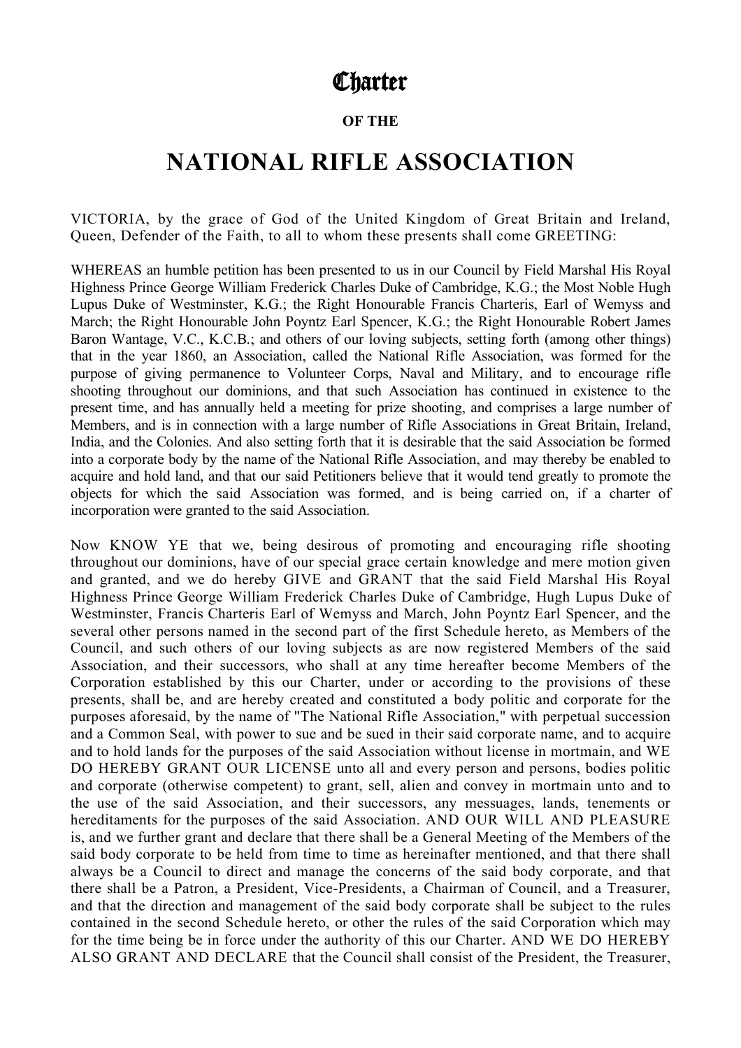# Charter

**OF THE**

# NATIONAL RIFLE ASSOCIATION

VICTORIA, by the grace of God of the United Kingdom of Great Britain and Ireland, Queen, Defender of the Faith, to all to whom these presents shall come GREETING:

WHEREAS an humble petition has been presented to us in our Council by Field Marshal His Royal Highness Prince George William Frederick Charles Duke of Cambridge, K.G.; the Most Noble Hugh Lupus Duke of Westminster, K.G.; the Right Honourable Francis Charteris, Earl of Wemyss and March; the Right Honourable John Poyntz Earl Spencer, K.G.; the Right Honourable Robert James Baron Wantage, V.C., K.C.B.; and others of our loving subjects, setting forth (among other things) that in the year 1860, an Association, called the National Rifle Association, was formed for the purpose of giving permanence to Volunteer Corps, Naval and Military, and to encourage rifle shooting throughout our dominions, and that such Association has continued in existence to the present time, and has annually held a meeting for prize shooting, and comprises a large number of Members, and is in connection with a large number of Rifle Associations in Great Britain, Ireland, India, and the Colonies. And also setting forth that it is desirable that the said Association be formed into a corporate body by the name of the National Rifle Association, and may thereby be enabled to acquire and hold land, and that our said Petitioners believe that it would tend greatly to promote the objects for which the said Association was formed, and is being carried on, if a charter of incorporation were granted to the said Association.

Now KNOW YE that we, being desirous of promoting and encouraging rifle shooting throughout our dominions, have of our special grace certain knowledge and mere motion given and granted, and we do hereby GIVE and GRANT that the said Field Marshal His Royal Highness Prince George William Frederick Charles Duke of Cambridge, Hugh Lupus Duke of Westminster, Francis Charteris Earl of Wemyss and March, John Poyntz Earl Spencer, and the several other persons named in the second part of the first Schedule hereto, as Members of the Council, and such others of our loving subjects as are now registered Members of the said Association, and their successors, who shall at any time hereafter become Members of the Corporation established by this our Charter, under or according to the provisions of these presents, shall be, and are hereby created and constituted a body politic and corporate for the purposes aforesaid, by the name of "The National Rifle Association," with perpetual succession and a Common Seal, with power to sue and be sued in their said corporate name, and to acquire and to hold lands for the purposes of the said Association without license in mortmain, and WE DO HEREBY GRANT OUR LICENSE unto all and every person and persons, bodies politic and corporate (otherwise competent) to grant, sell, alien and convey in mortmain unto and to the use of the said Association, and their successors, any messuages, lands, tenements or hereditaments for the purposes of the said Association. AND OUR WILL AND PLEASURE is, and we further grant and declare that there shall be a General Meeting of the Members of the said body corporate to be held from time to time as hereinafter mentioned, and that there shall always be a Council to direct and manage the concerns of the said body corporate, and that there shall be a Patron, a President, Vice-Presidents, a Chairman of Council, and a Treasurer, and that the direction and management of the said body corporate shall be subject to the rules contained in the second Schedule hereto, or other the rules of the said Corporation which may for the time being be in force under the authority of this our Charter. AND WE DO HEREBY ALSO GRANT AND DECLARE that the Council shall consist of the President, the Treasurer,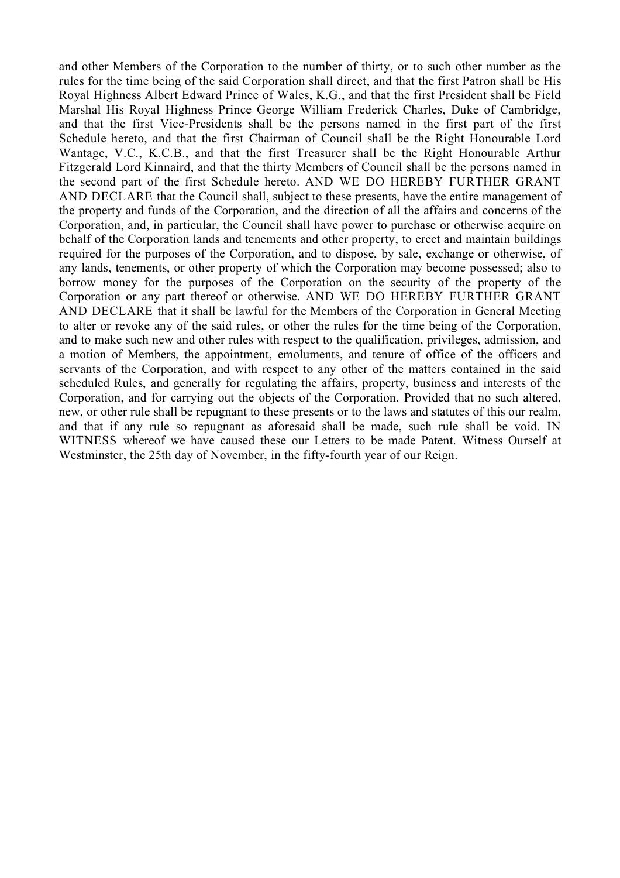and other Members of the Corporation to the number of thirty, or to such other number as the rules for the time being of the said Corporation shall direct, and that the first Patron shall be His Royal Highness Albert Edward Prince of Wales, K.G., and that the first President shall be Field Marshal His Royal Highness Prince George William Frederick Charles, Duke of Cambridge, and that the first Vice-Presidents shall be the persons named in the first part of the first Schedule hereto, and that the first Chairman of Council shall be the Right Honourable Lord Wantage, V.C., K.C.B., and that the first Treasurer shall be the Right Honourable Arthur Fitzgerald Lord Kinnaird, and that the thirty Members of Council shall be the persons named in the second part of the first Schedule hereto. AND WE DO HEREBY FURTHER GRANT AND DECLARE that the Council shall, subject to these presents, have the entire management of the property and funds of the Corporation, and the direction of all the affairs and concerns of the Corporation, and, in particular, the Council shall have power to purchase or otherwise acquire on behalf of the Corporation lands and tenements and other property, to erect and maintain buildings required for the purposes of the Corporation, and to dispose, by sale, exchange or otherwise, of any lands, tenements, or other property of which the Corporation may become possessed; also to borrow money for the purposes of the Corporation on the security of the property of the Corporation or any part thereof or otherwise. AND WE DO HEREBY FURTHER GRANT AND DECLARE that it shall be lawful for the Members of the Corporation in General Meeting to alter or revoke any of the said rules, or other the rules for the time being of the Corporation, and to make such new and other rules with respect to the qualification, privileges, admission, and a motion of Members, the appointment, emoluments, and tenure of office of the officers and servants of the Corporation, and with respect to any other of the matters contained in the said scheduled Rules, and generally for regulating the affairs, property, business and interests of the Corporation, and for carrying out the objects of the Corporation. Provided that no such altered, new, or other rule shall be repugnant to these presents or to the laws and statutes of this our realm, and that if any rule so repugnant as aforesaid shall be made, such rule shall be void. IN WITNESS whereof we have caused these our Letters to be made Patent. Witness Ourself at Westminster, the 25th day of November, in the fifty-fourth year of our Reign.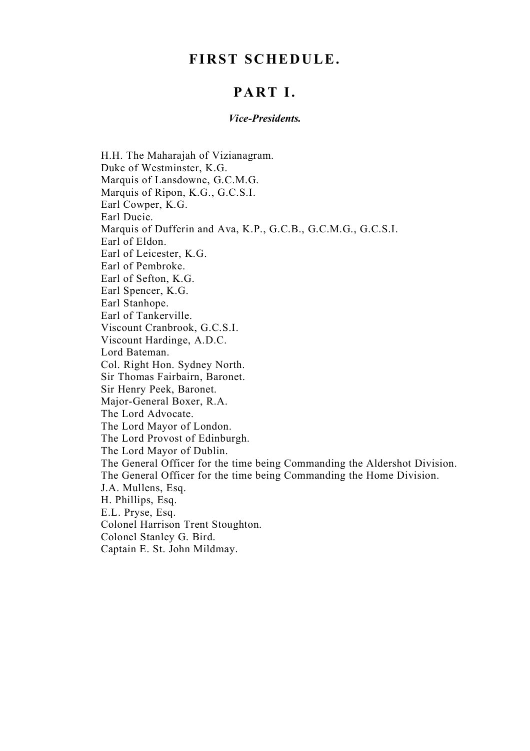# FIRST SCHEDULE.

## PART I.

***Vice-Presidents.***

H.H. The Maharajah of Vizianagram.
Duke of Westminster, K.G.
Marquis of Lansdowne, G.C.M.G.
Marquis of Ripon, K.G., G.C.S.I.
Earl Cowper, K.G.
Earl Ducie.
Marquis of Dufferin and Ava, K.P., G.C.B., G.C.M.G., G.C.S.I.
Earl of Eldon.
Earl of Leicester, K.G.
Earl of Pembroke.
Earl of Sefton, K.G.
Earl Spencer, K.G.
Earl Stanhope.
Earl of Tankerville.
Viscount Cranbrook, G.C.S.I.
Viscount Hardinge, A.D.C.
Lord Bateman.
Col. Right Hon. Sydney North.
Sir Thomas Fairbairn, Baronet.
Sir Henry Peek, Baronet.
Major-General Boxer, R.A.
The Lord Advocate.
The Lord Mayor of London.
The Lord Provost of Edinburgh.
The Lord Mayor of Dublin.
The General Officer for the time being Commanding the Aldershot Division.
The General Officer for the time being Commanding the Home Division.
J.A. Mullens, Esq.
H. Phillips, Esq.
E.L. Pryse, Esq.
Colonel Harrison Trent Stoughton.
Colonel Stanley G. Bird.
Captain E. St. John Mildmay.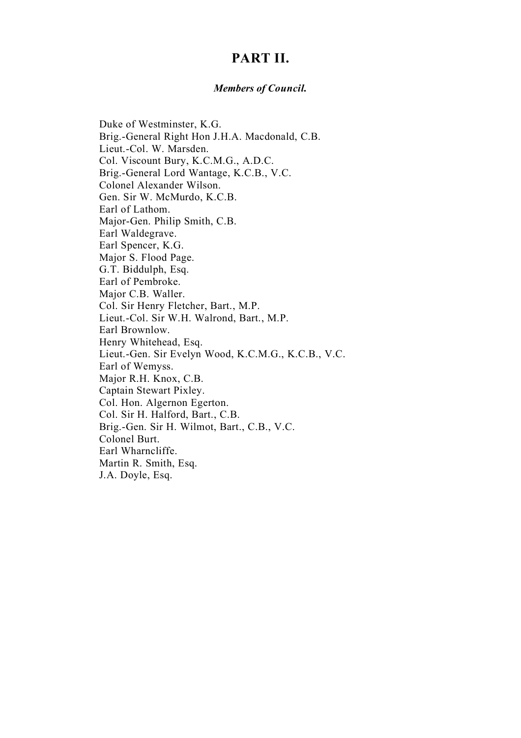# PART II.

***Members of Council.***

Duke of Westminster, K.G.
Brig.-General Right Hon J.H.A. Macdonald, C.B.
Lieut.-Col. W. Marsden.
Col. Viscount Bury, K.C.M.G., A.D.C.
Brig.-General Lord Wantage, K.C.B., V.C.
Colonel Alexander Wilson.
Gen. Sir W. McMurdo, K.C.B.
Earl of Lathom.
Major-Gen. Philip Smith, C.B.
Earl Waldegrave.
Earl Spencer, K.G.
Major S. Flood Page.
G.T. Biddulph, Esq.
Earl of Pembroke.
Major C.B. Waller.
Col. Sir Henry Fletcher, Bart., M.P.
Lieut.-Col. Sir W.H. Walrond, Bart., M.P.
Earl Brownlow.
Henry Whitehead, Esq.
Lieut.-Gen. Sir Evelyn Wood, K.C.M.G., K.C.B., V.C.
Earl of Wemyss.
Major R.H. Knox, C.B.
Captain Stewart Pixley.
Col. Hon. Algernon Egerton.
Col. Sir H. Halford, Bart., C.B.
Brig.-Gen. Sir H. Wilmot, Bart., C.B., V.C.
Colonel Burt.
Earl Wharncliffe.
Martin R. Smith, Esq.
J.A. Doyle, Esq.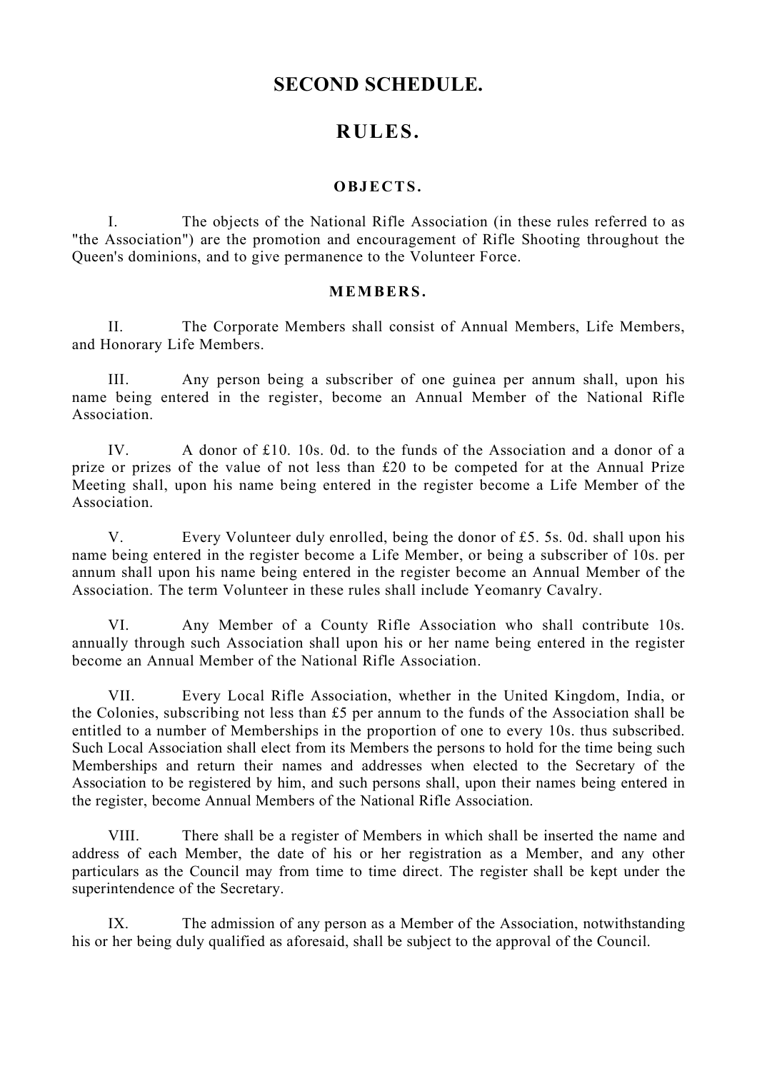# SECOND SCHEDULE.

## RULES.

### OBJECTS.

I. The objects of the National Rifle Association (in these rules referred to as "the Association") are the promotion and encouragement of Rifle Shooting throughout the Queen's dominions, and to give permanence to the Volunteer Force.

### MEMBERS.

II. The Corporate Members shall consist of Annual Members, Life Members, and Honorary Life Members.

III. Any person being a subscriber of one guinea per annum shall, upon his name being entered in the register, become an Annual Member of the National Rifle Association.

IV. A donor of £10. 10s. 0d. to the funds of the Association and a donor of a prize or prizes of the value of not less than £20 to be competed for at the Annual Prize Meeting shall, upon his name being entered in the register become a Life Member of the Association.

V. Every Volunteer duly enrolled, being the donor of £5. 5s. 0d. shall upon his name being entered in the register become a Life Member, or being a subscriber of 10s. per annum shall upon his name being entered in the register become an Annual Member of the Association. The term Volunteer in these rules shall include Yeomanry Cavalry.

VI. Any Member of a County Rifle Association who shall contribute 10s. annually through such Association shall upon his or her name being entered in the register become an Annual Member of the National Rifle Association.

VII. Every Local Rifle Association, whether in the United Kingdom, India, or the Colonies, subscribing not less than £5 per annum to the funds of the Association shall be entitled to a number of Memberships in the proportion of one to every 10s. thus subscribed. Such Local Association shall elect from its Members the persons to hold for the time being such Memberships and return their names and addresses when elected to the Secretary of the Association to be registered by him, and such persons shall, upon their names being entered in the register, become Annual Members of the National Rifle Association.

VIII. There shall be a register of Members in which shall be inserted the name and address of each Member, the date of his or her registration as a Member, and any other particulars as the Council may from time to time direct. The register shall be kept under the superintendence of the Secretary.

IX. The admission of any person as a Member of the Association, notwithstanding his or her being duly qualified as aforesaid, shall be subject to the approval of the Council.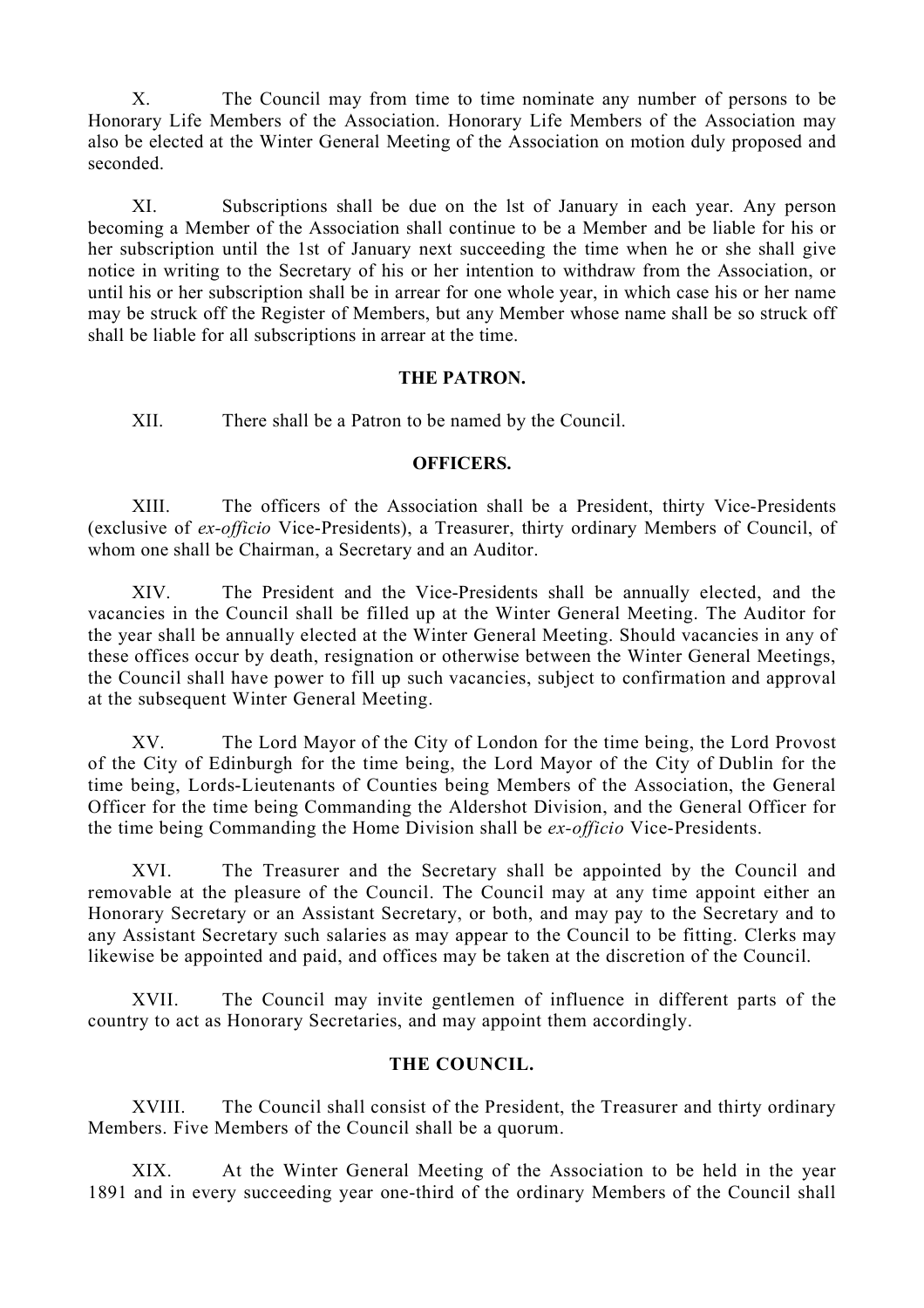X. The Council may from time to time nominate any number of persons to be Honorary Life Members of the Association. Honorary Life Members of the Association may also be elected at the Winter General Meeting of the Association on motion duly proposed and seconded.

XI. Subscriptions shall be due on the lst of January in each year. Any person becoming a Member of the Association shall continue to be a Member and be liable for his or her subscription until the 1st of January next succeeding the time when he or she shall give notice in writing to the Secretary of his or her intention to withdraw from the Association, or until his or her subscription shall be in arrear for one whole year, in which case his or her name may be struck off the Register of Members, but any Member whose name shall be so struck off shall be liable for all subscriptions in arrear at the time.

**THE PATRON.**

XII. There shall be a Patron to be named by the Council.

**OFFICERS.**

XIII. The officers of the Association shall be a President, thirty Vice-Presidents (exclusive of *ex-officio* Vice-Presidents), a Treasurer, thirty ordinary Members of Council, of whom one shall be Chairman, a Secretary and an Auditor.

XIV. The President and the Vice-Presidents shall be annually elected, and the vacancies in the Council shall be filled up at the Winter General Meeting. The Auditor for the year shall be annually elected at the Winter General Meeting. Should vacancies in any of these offices occur by death, resignation or otherwise between the Winter General Meetings, the Council shall have power to fill up such vacancies, subject to confirmation and approval at the subsequent Winter General Meeting.

XV. The Lord Mayor of the City of London for the time being, the Lord Provost of the City of Edinburgh for the time being, the Lord Mayor of the City of Dublin for the time being, Lords-Lieutenants of Counties being Members of the Association, the General Officer for the time being Commanding the Aldershot Division, and the General Officer for the time being Commanding the Home Division shall be *ex-officio* Vice-Presidents.

XVI. The Treasurer and the Secretary shall be appointed by the Council and removable at the pleasure of the Council. The Council may at any time appoint either an Honorary Secretary or an Assistant Secretary, or both, and may pay to the Secretary and to any Assistant Secretary such salaries as may appear to the Council to be fitting. Clerks may likewise be appointed and paid, and offices may be taken at the discretion of the Council.

XVII. The Council may invite gentlemen of influence in different parts of the country to act as Honorary Secretaries, and may appoint them accordingly.

**THE COUNCIL.**

XVIII. The Council shall consist of the President, the Treasurer and thirty ordinary Members. Five Members of the Council shall be a quorum.

XIX. At the Winter General Meeting of the Association to be held in the year 1891 and in every succeeding year one-third of the ordinary Members of the Council shall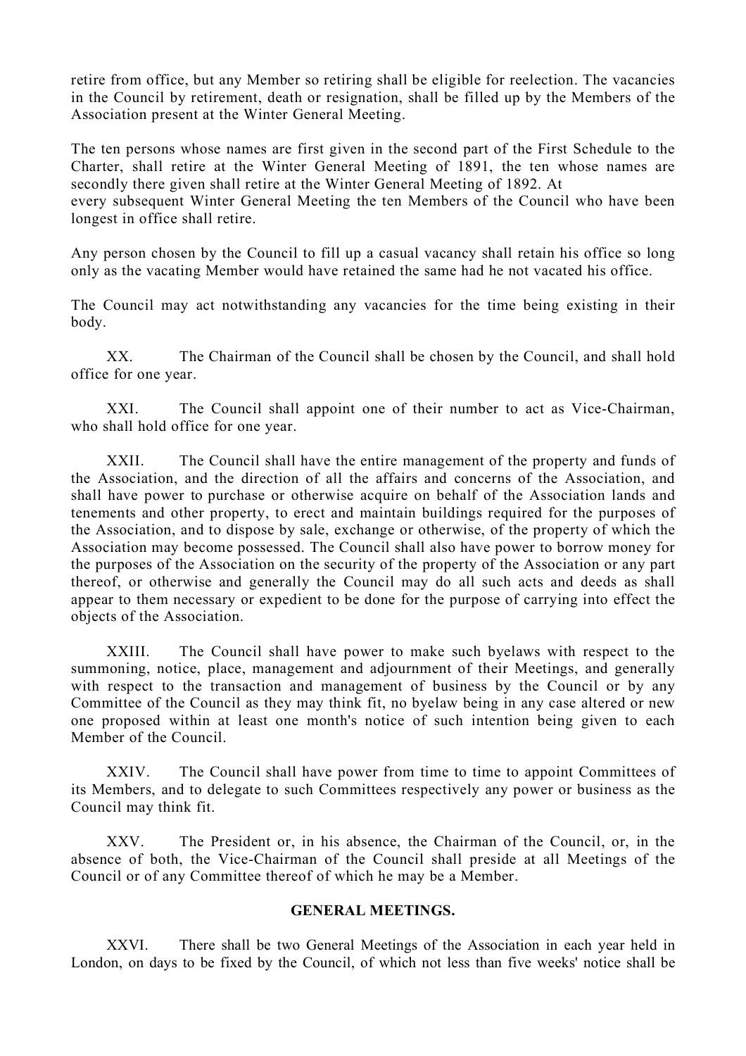retire from office, but any Member so retiring shall be eligible for reelection. The vacancies in the Council by retirement, death or resignation, shall be filled up by the Members of the Association present at the Winter General Meeting.

The ten persons whose names are first given in the second part of the First Schedule to the Charter, shall retire at the Winter General Meeting of 1891, the ten whose names are secondly there given shall retire at the Winter General Meeting of 1892. At every subsequent Winter General Meeting the ten Members of the Council who have been longest in office shall retire.

Any person chosen by the Council to fill up a casual vacancy shall retain his office so long only as the vacating Member would have retained the same had he not vacated his office.

The Council may act notwithstanding any vacancies for the time being existing in their body.

XX. The Chairman of the Council shall be chosen by the Council, and shall hold office for one year.

XXI. The Council shall appoint one of their number to act as Vice-Chairman, who shall hold office for one year.

XXII. The Council shall have the entire management of the property and funds of the Association, and the direction of all the affairs and concerns of the Association, and shall have power to purchase or otherwise acquire on behalf of the Association lands and tenements and other property, to erect and maintain buildings required for the purposes of the Association, and to dispose by sale, exchange or otherwise, of the property of which the Association may become possessed. The Council shall also have power to borrow money for the purposes of the Association on the security of the property of the Association or any part thereof, or otherwise and generally the Council may do all such acts and deeds as shall appear to them necessary or expedient to be done for the purpose of carrying into effect the objects of the Association.

XXIII. The Council shall have power to make such byelaws with respect to the summoning, notice, place, management and adjournment of their Meetings, and generally with respect to the transaction and management of business by the Council or by any Committee of the Council as they may think fit, no byelaw being in any case altered or new one proposed within at least one month's notice of such intention being given to each Member of the Council.

XXIV. The Council shall have power from time to time to appoint Committees of its Members, and to delegate to such Committees respectively any power or business as the Council may think fit.

XXV. The President or, in his absence, the Chairman of the Council, or, in the absence of both, the Vice-Chairman of the Council shall preside at all Meetings of the Council or of any Committee thereof of which he may be a Member.

## GENERAL MEETINGS.

XXVI. There shall be two General Meetings of the Association in each year held in London, on days to be fixed by the Council, of which not less than five weeks' notice shall be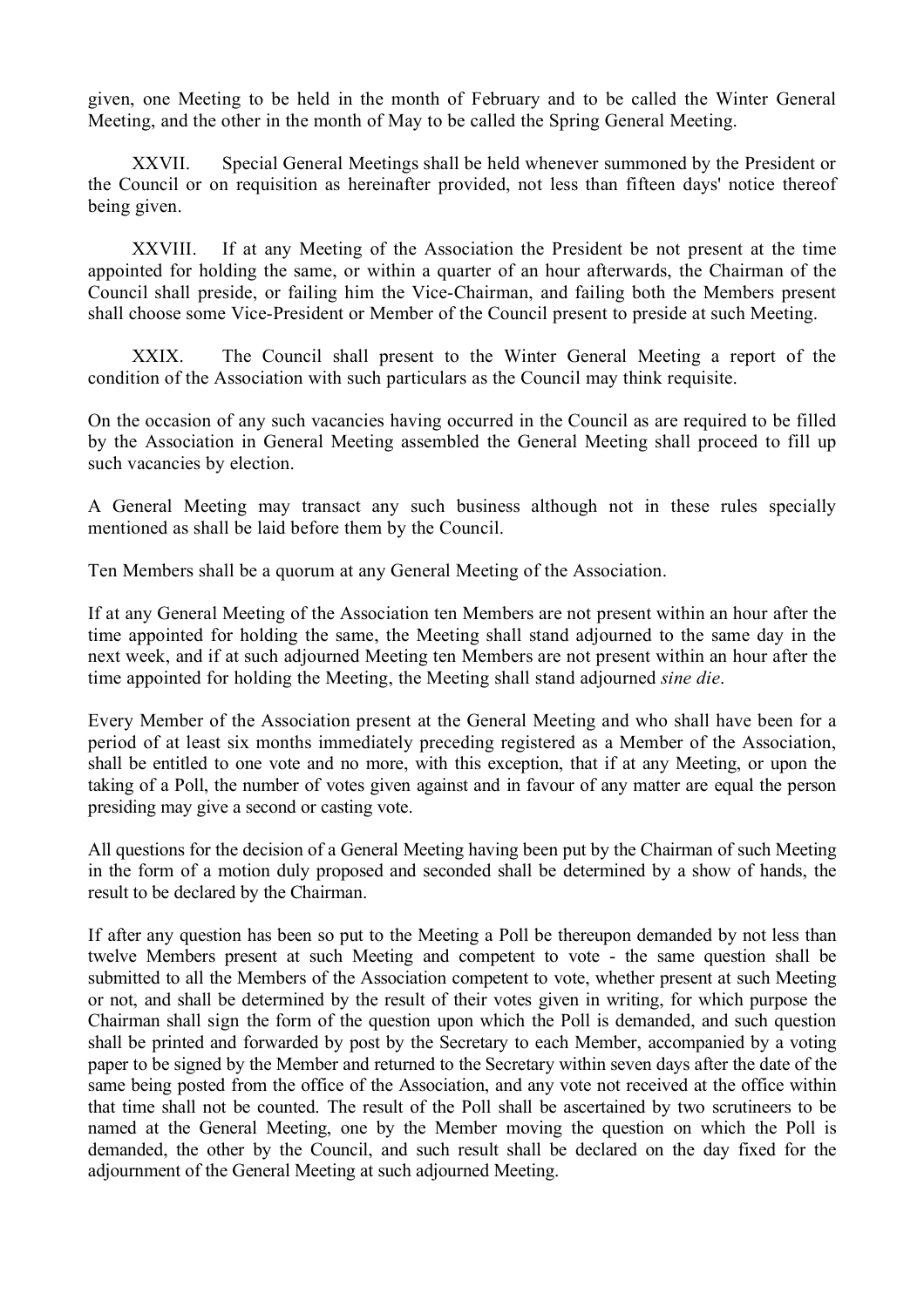given, one Meeting to be held in the month of February and to be called the Winter General Meeting, and the other in the month of May to be called the Spring General Meeting.

XXVII. Special General Meetings shall be held whenever summoned by the President or the Council or on requisition as hereinafter provided, not less than fifteen days' notice thereof being given.

XXVIII. If at any Meeting of the Association the President be not present at the time appointed for holding the same, or within a quarter of an hour afterwards, the Chairman of the Council shall preside, or failing him the Vice-Chairman, and failing both the Members present shall choose some Vice-President or Member of the Council present to preside at such Meeting.

XXIX. The Council shall present to the Winter General Meeting a report of the condition of the Association with such particulars as the Council may think requisite.

On the occasion of any such vacancies having occurred in the Council as are required to be filled by the Association in General Meeting assembled the General Meeting shall proceed to fill up such vacancies by election.

A General Meeting may transact any such business although not in these rules specially mentioned as shall be laid before them by the Council.

Ten Members shall be a quorum at any General Meeting of the Association.

If at any General Meeting of the Association ten Members are not present within an hour after the time appointed for holding the same, the Meeting shall stand adjourned to the same day in the next week, and if at such adjourned Meeting ten Members are not present within an hour after the time appointed for holding the Meeting, the Meeting shall stand adjourned *sine die*.

Every Member of the Association present at the General Meeting and who shall have been for a period of at least six months immediately preceding registered as a Member of the Association, shall be entitled to one vote and no more, with this exception, that if at any Meeting, or upon the taking of a Poll, the number of votes given against and in favour of any matter are equal the person presiding may give a second or casting vote.

All questions for the decision of a General Meeting having been put by the Chairman of such Meeting in the form of a motion duly proposed and seconded shall be determined by a show of hands, the result to be declared by the Chairman.

If after any question has been so put to the Meeting a Poll be thereupon demanded by not less than twelve Members present at such Meeting and competent to vote - the same question shall be submitted to all the Members of the Association competent to vote, whether present at such Meeting or not, and shall be determined by the result of their votes given in writing, for which purpose the Chairman shall sign the form of the question upon which the Poll is demanded, and such question shall be printed and forwarded by post by the Secretary to each Member, accompanied by a voting paper to be signed by the Member and returned to the Secretary within seven days after the date of the same being posted from the office of the Association, and any vote not received at the office within that time shall not be counted. The result of the Poll shall be ascertained by two scrutineers to be named at the General Meeting, one by the Member moving the question on which the Poll is demanded, the other by the Council, and such result shall be declared on the day fixed for the adjournment of the General Meeting at such adjourned Meeting.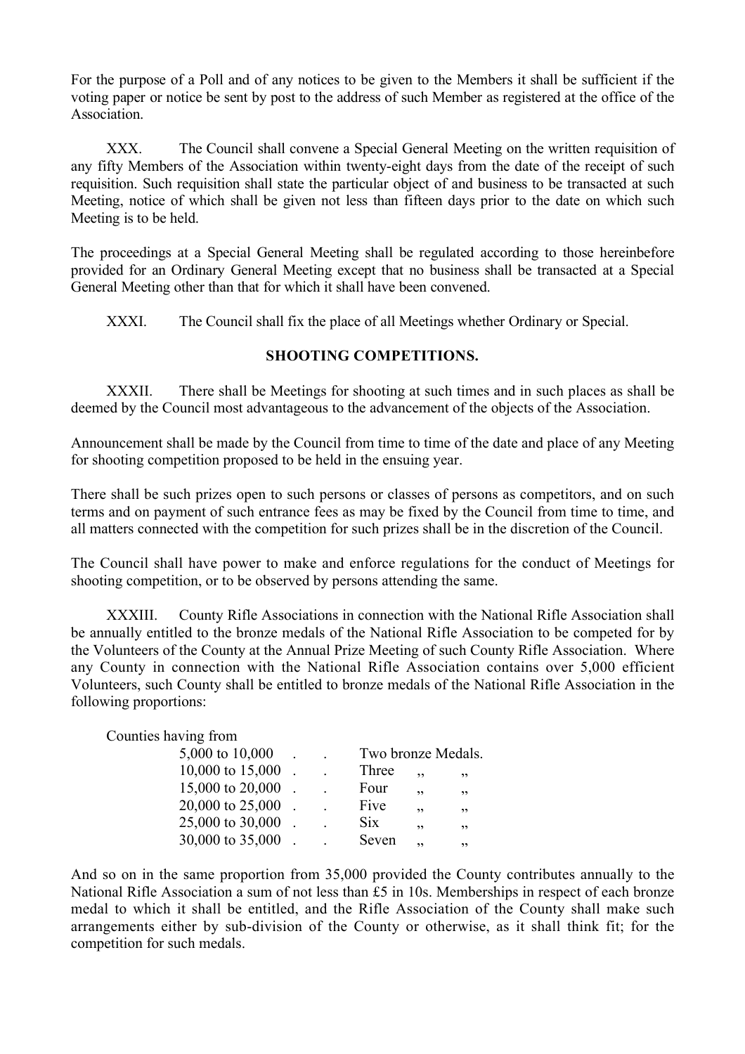For the purpose of a Poll and of any notices to be given to the Members it shall be sufficient if the voting paper or notice be sent by post to the address of such Member as registered at the office of the Association.

XXX. The Council shall convene a Special General Meeting on the written requisition of any fifty Members of the Association within twenty-eight days from the date of the receipt of such requisition. Such requisition shall state the particular object of and business to be transacted at such Meeting, notice of which shall be given not less than fifteen days prior to the date on which such Meeting is to be held.

The proceedings at a Special General Meeting shall be regulated according to those hereinbefore provided for an Ordinary General Meeting except that no business shall be transacted at a Special General Meeting other than that for which it shall have been convened.

XXXI. The Council shall fix the place of all Meetings whether Ordinary or Special.

## SHOOTING COMPETITIONS.

XXXII. There shall be Meetings for shooting at such times and in such places as shall be deemed by the Council most advantageous to the advancement of the objects of the Association.

Announcement shall be made by the Council from time to time of the date and place of any Meeting for shooting competition proposed to be held in the ensuing year.

There shall be such prizes open to such persons or classes of persons as competitors, and on such terms and on payment of such entrance fees as may be fixed by the Council from time to time, and all matters connected with the competition for such prizes shall be in the discretion of the Council.

The Council shall have power to make and enforce regulations for the conduct of Meetings for shooting competition, or to be observed by persons attending the same.

XXXIII. County Rifle Associations in connection with the National Rifle Association shall be annually entitled to the bronze medals of the National Rifle Association to be competed for by the Volunteers of the County at the Annual Prize Meeting of such County Rifle Association. Where any County in connection with the National Rifle Association contains over 5,000 efficient Volunteers, such County shall be entitled to bronze medals of the National Rifle Association in the following proportions:

Counties having from

| | |
|---|---|
| 5,000 to 10,000 . . | Two bronze Medals. |
| 10,000 to 15,000 . . | Three ,, ,, |
| 15,000 to 20,000 . . | Four ,, ,, |
| 20,000 to 25,000 . . | Five ,, ,, |
| 25,000 to 30,000 . . | Six ,, ,, |
| 30,000 to 35,000 . . | Seven ,, ,, |

And so on in the same proportion from 35,000 provided the County contributes annually to the National Rifle Association a sum of not less than £5 in 10s. Memberships in respect of each bronze medal to which it shall be entitled, and the Rifle Association of the County shall make such arrangements either by sub-division of the County or otherwise, as it shall think fit; for the competition for such medals.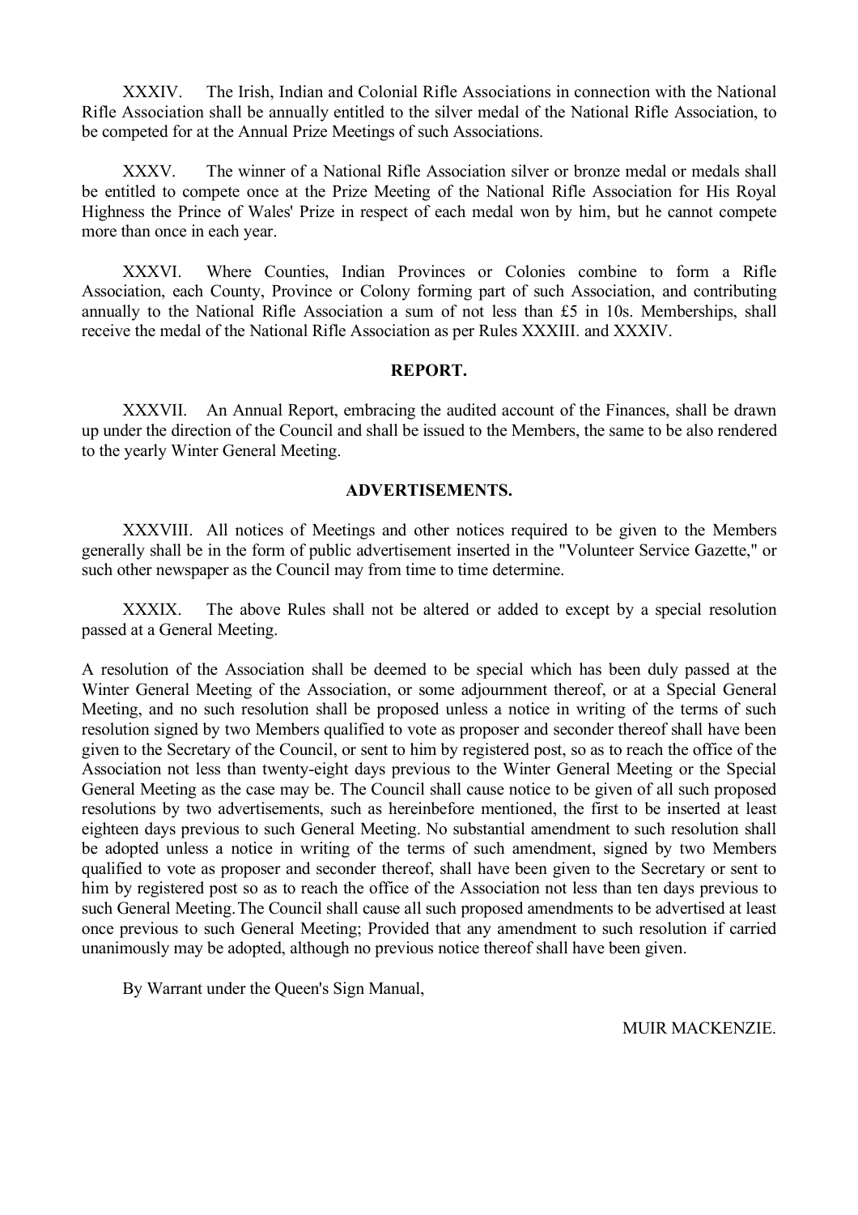XXXIV. The Irish, Indian and Colonial Rifle Associations in connection with the National Rifle Association shall be annually entitled to the silver medal of the National Rifle Association, to be competed for at the Annual Prize Meetings of such Associations.

XXXV. The winner of a National Rifle Association silver or bronze medal or medals shall be entitled to compete once at the Prize Meeting of the National Rifle Association for His Royal Highness the Prince of Wales' Prize in respect of each medal won by him, but he cannot compete more than once in each year.

XXXVI. Where Counties, Indian Provinces or Colonies combine to form a Rifle Association, each County, Province or Colony forming part of such Association, and contributing annually to the National Rifle Association a sum of not less than £5 in 10s. Memberships, shall receive the medal of the National Rifle Association as per Rules XXXIII. and XXXIV.

## REPORT.

XXXVII. An Annual Report, embracing the audited account of the Finances, shall be drawn up under the direction of the Council and shall be issued to the Members, the same to be also rendered to the yearly Winter General Meeting.

## ADVERTISEMENTS.

XXXVIII. All notices of Meetings and other notices required to be given to the Members generally shall be in the form of public advertisement inserted in the "Volunteer Service Gazette," or such other newspaper as the Council may from time to time determine.

XXXIX. The above Rules shall not be altered or added to except by a special resolution passed at a General Meeting.

A resolution of the Association shall be deemed to be special which has been duly passed at the Winter General Meeting of the Association, or some adjournment thereof, or at a Special General Meeting, and no such resolution shall be proposed unless a notice in writing of the terms of such resolution signed by two Members qualified to vote as proposer and seconder thereof shall have been given to the Secretary of the Council, or sent to him by registered post, so as to reach the office of the Association not less than twenty-eight days previous to the Winter General Meeting or the Special General Meeting as the case may be. The Council shall cause notice to be given of all such proposed resolutions by two advertisements, such as hereinbefore mentioned, the first to be inserted at least eighteen days previous to such General Meeting. No substantial amendment to such resolution shall be adopted unless a notice in writing of the terms of such amendment, signed by two Members qualified to vote as proposer and seconder thereof, shall have been given to the Secretary or sent to him by registered post so as to reach the office of the Association not less than ten days previous to such General Meeting. The Council shall cause all such proposed amendments to be advertised at least once previous to such General Meeting; Provided that any amendment to such resolution if carried unanimously may be adopted, although no previous notice thereof shall have been given.

By Warrant under the Queen's Sign Manual,

MUIR MACKENZIE.